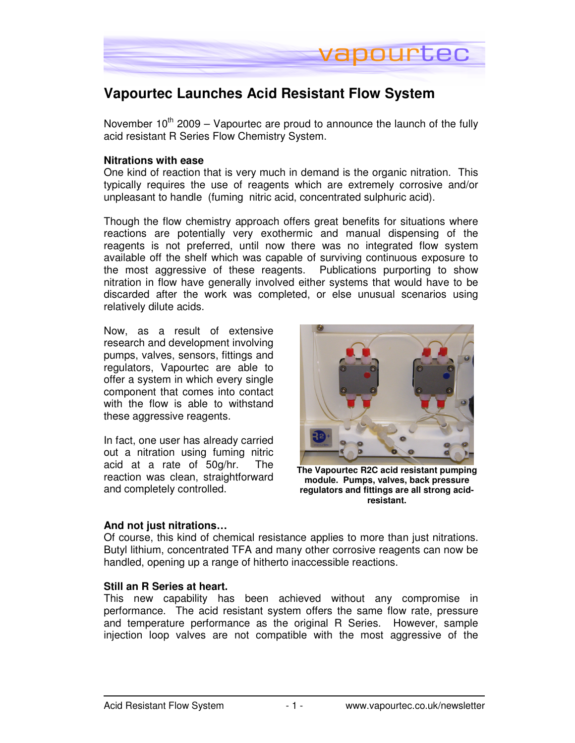# Vapourtec Launches Acid Resistant Flow System

November 10th 2009 – Vapourtec are proud to announce the launch of the fully acid resistant R Series Flow Chemistry System.

### Nitrations with ease

One kind of reaction that is very much in demand is the organic nitration. This typically requires the use of reagents which are extremely corrosive and/or unpleasant to handle (fuming nitric acid, concentrated sulphuric acid).

Though the flow chemistry approach offers great benefits for situations where reactions are potentially very exothermic and manual dispensing of the reagents is not preferred, until now there was no integrated flow system available off the shelf which was capable of surviving continuous exposure to the most aggressive of these reagents. Publications purporting to show nitration in flow have generally involved either systems that would have to be discarded after the work was completed, or else unusual scenarios using relatively dilute acids.

Now, as a result of extensive research and development involving pumps, valves, sensors, fittings and regulators, Vapourtec are able to offer a system in which every single component that comes into contact with the flow is able to withstand these aggressive reagents.

In fact, one user has already carried out a nitration using fuming nitric acid at a rate of 50g/hr. The reaction was clean, straightforward and completely controlled.

**The Vapourtec R2C acid resistant pumping module. Pumps, valves, back pressure regulators and fittings are all strong acid-resistant.**

### And not just nitrations…

Of course, this kind of chemical resistance applies to more than just nitrations. Butyl lithium, concentrated TFA and many other corrosive reagents can now be handled, opening up a range of hitherto inaccessible reactions.

### Still an R Series at heart.

This new capability has been achieved without any compromise in performance. The acid resistant system offers the same flow rate, pressure and temperature performance as the original R Series. However, sample injection loop valves are not compatible with the most aggressive of the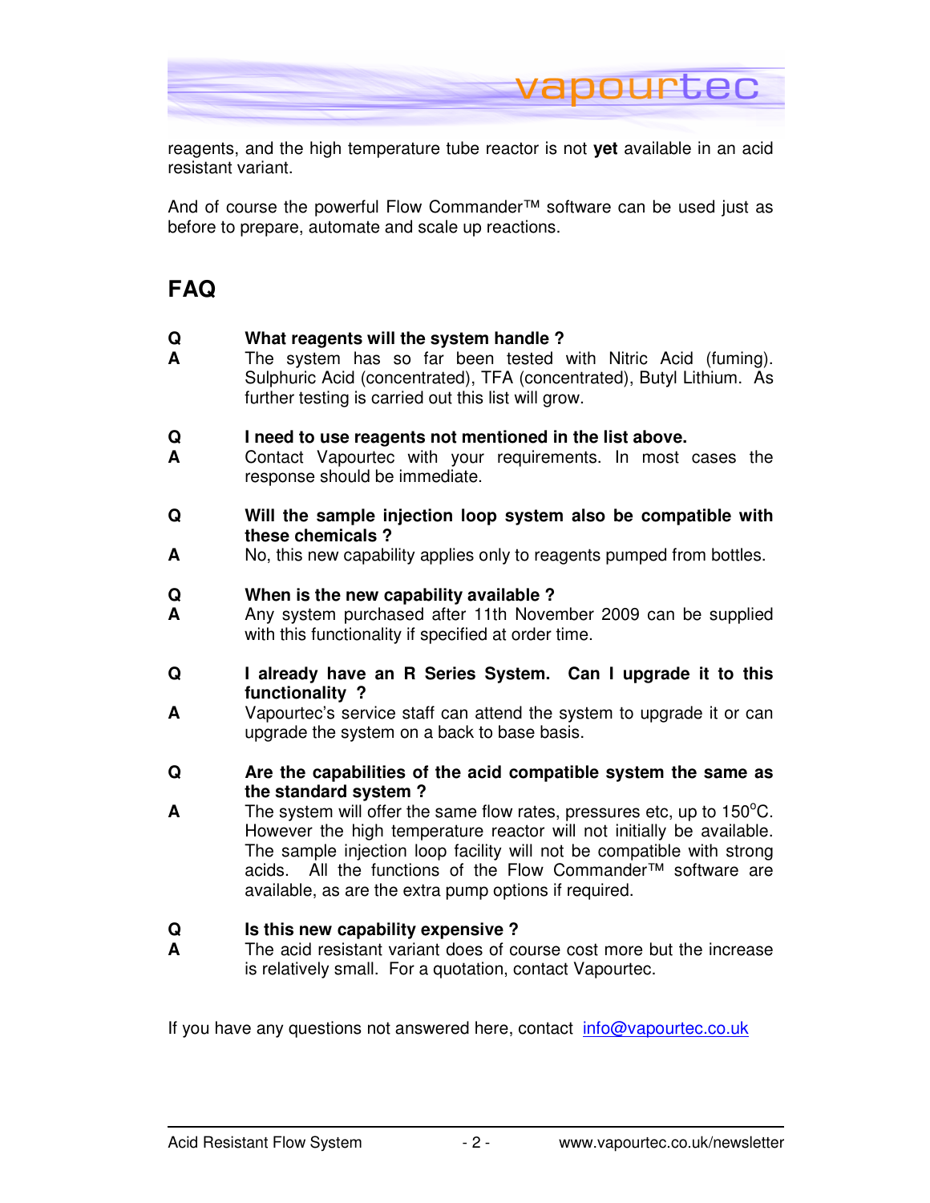reagents, and the high temperature tube reactor is not **yet** available in an acid resistant variant.

And of course the powerful Flow Commander™ software can be used just as before to prepare, automate and scale up reactions.

## FAQ

**Q** **What reagents will the system handle ?**

**A** The system has so far been tested with Nitric Acid (fuming). Sulphuric Acid (concentrated), TFA (concentrated), Butyl Lithium. As further testing is carried out this list will grow.

**Q** **I need to use reagents not mentioned in the list above.**

**A** Contact Vapourtec with your requirements. In most cases the response should be immediate.

**Q** **Will the sample injection loop system also be compatible with these chemicals ?**

**A** No, this new capability applies only to reagents pumped from bottles.

**Q** **When is the new capability available ?**

**A** Any system purchased after 11th November 2009 can be supplied with this functionality if specified at order time.

**Q** **I already have an R Series System. Can I upgrade it to this functionality ?**

**A** Vapourtec's service staff can attend the system to upgrade it or can upgrade the system on a back to base basis.

**Q** **Are the capabilities of the acid compatible system the same as the standard system ?**

**A** The system will offer the same flow rates, pressures etc, up to 150$^{o}$C. However the high temperature reactor will not initially be available. The sample injection loop facility will not be compatible with strong acids. All the functions of the Flow Commander™ software are available, as are the extra pump options if required.

**Q** **Is this new capability expensive ?**

**A** The acid resistant variant does of course cost more but the increase is relatively small. For a quotation, contact Vapourtec.

If you have any questions not answered here, contact [info@vapourtec.co.uk](mailto:info@vapourtec.co.uk)